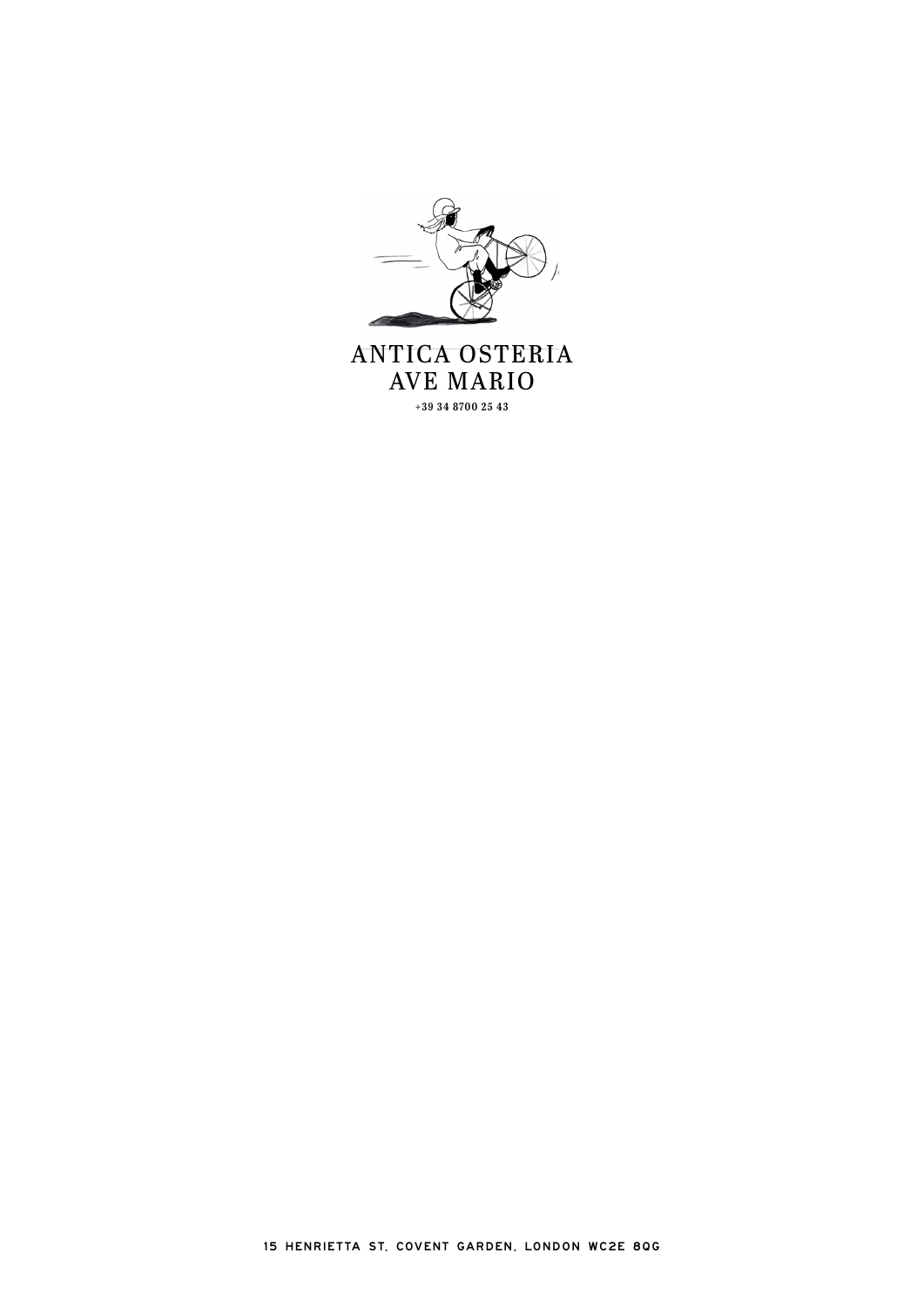# ANTICA OSTERIA AVE MARIO

+39 34 8700 25 43

15 HENRIETTA ST, COVENT GARDEN, LONDON WC2E 8QG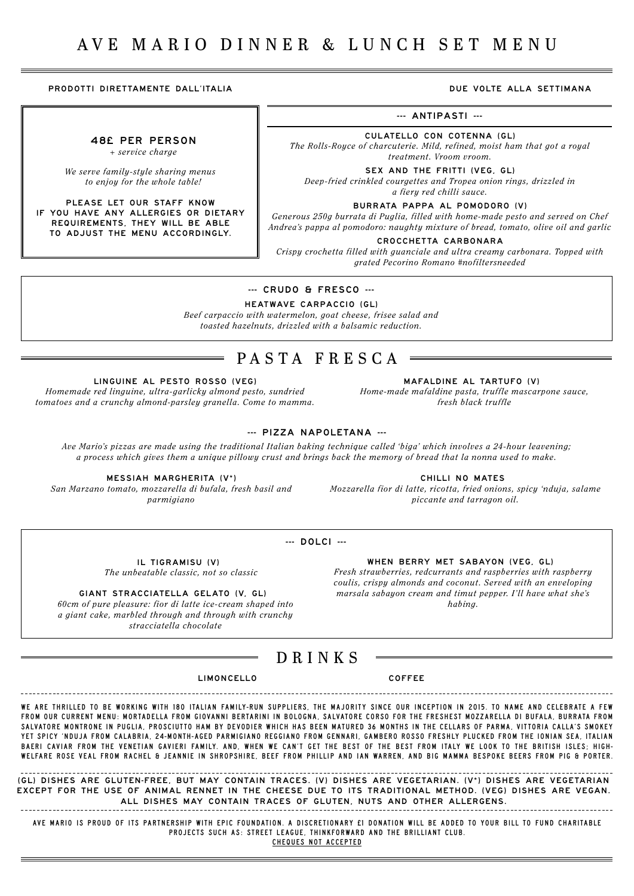# AVE MARIO DINNER & LUNCH SET MENU

**PRODOTTI DIRETTAMENTE DALL'ITALIA** | **DUE VOLTE ALLA SETTIMANA**

**48£ PER PERSON**
*+ service charge*

*We serve family-style sharing menus to enjoy for the whole table!*

**PLEASE LET OUR STAFF KNOW IF YOU HAVE ANY ALLERGIES OR DIETARY REQUIREMENTS, THEY WILL BE ABLE TO ADJUST THE MENU ACCORDINGLY.**

### --- ANTIPASTI ---

**CULATELLO CON COTENNA (GL)**
*The Rolls-Royce of charcuterie. Mild, refined, moist ham that got a royal treatment. Vroom vroom.*

**SEX AND THE FRITTI (VEG, GL)**
*Deep-fried crinkled courgettes and Tropea onion rings, drizzled in a fiery red chilli sauce.*

**BURRATA PAPPA AL POMODORO (V)**
*Generous 250g burrata di Puglia, filled with home-made pesto and served on Chef Andrea's pappa al pomodoro: naughty mixture of bread, tomato, olive oil and garlic*

**CROCCHETTA CARBONARA**
*Crispy crochetta filled with guanciale and ultra creamy carbonara. Topped with grated Pecorino Romano #nofiltersneeded*

### --- CRUDO & FRESCO ---

**HEATWAVE CARPACCIO (GL)**
*Beef carpaccio with watermelon, goat cheese, frisee salad and toasted hazelnuts, drizzled with a balsamic reduction.*

## PASTA FRESCA

**LINGUINE AL PESTO ROSSO (VEG)**
*Homemade red linguine, ultra-garlicky almond pesto, sundried tomatoes and a crunchy almond-parsley granella. Come to mamma.*

**MAFALDINE AL TARTUFO (V)**
*Home-made mafaldine pasta, truffle mascarpone sauce, fresh black truffle*

### --- PIZZA NAPOLETANA ---

*Ave Mario's pizzas are made using the traditional Italian baking technique called 'biga' which involves a 24-hour leavening; a process which gives them a unique pillowy crust and brings back the memory of bread that la nonna used to make.*

**MESSIAH MARGHERITA (V*)**
*San Marzano tomato, mozzarella di bufala, fresh basil and parmigiano*

**CHILLI NO MATES**
*Mozzarella fior di latte, ricotta, fried onions, spicy 'nduja, salame piccante and tarragon oil.*

### --- DOLCI ---

**IL TIGRAMISU (V)**
*The unbeatable classic, not so classic*

**GIANT STRACCIATELLA GELATO (V, GL)**
*60cm of pure pleasure: fior di latte ice-cream shaped into a giant cake, marbled through and through with crunchy stracciatella chocolate*

**WHEN BERRY MET SABAYON (VEG, GL)**
*Fresh strawberries, redcurrants and raspberries with raspberry coulis, crispy almonds and coconut. Served with an enveloping marsala sabayon cream and timut pepper. I'll have what she's habing.*

## DRINKS

**LIMONCELLO**

**COFFEE**

WE ARE THRILLED TO BE WORKING WITH 180 ITALIAN FAMILY-RUN SUPPLIERS, THE MAJORITY SINCE OUR INCEPTION IN 2015. TO NAME AND CELEBRATE A FEW FROM OUR CURRENT MENU: MORTADELLA FROM GIOVANNI BERTARINI IN BOLOGNA, SALVATORE CORSO FOR THE FRESHEST MOZZARELLA DI BUFALA, BURRATA FROM SALVATORE MONTRONE IN PUGLIA, PROSCIUTTO HAM BY DEVODIER WHICH HAS BEEN MATURED 36 MONTHS IN THE CELLARS OF PARMA, VITTORIA CALLA'S SMOKEY YET SPICY 'NDUJA FROM CALABRIA, 24-MONTH-AGED PARMIGIANO REGGIANO FROM GENNARI, GAMBERO ROSSO FRESHLY PLUCKED FROM THE IONIAN SEA, ITALIAN BAERI CAVIAR FROM THE VENETIAN GAVIERI FAMILY. AND, WHEN WE CAN'T GET THE BEST OF THE BEST FROM ITALY WE LOOK TO THE BRITISH ISLES; HIGH-WELFARE ROSE VEAL FROM RACHEL & JEANNIE IN SHROPSHIRE, BEEF FROM PHILLIP AND IAN WARREN, AND BIG MAMMA BESPOKE BEERS FROM PIG & PORTER.

**(GL) DISHES ARE GLUTEN-FREE, BUT MAY CONTAIN TRACES. (V) DISHES ARE VEGETARIAN. (V*) DISHES ARE VEGETARIAN EXCEPT FOR THE USE OF ANIMAL RENNET IN THE CHEESE DUE TO ITS TRADITIONAL METHOD. (VEG) DISHES ARE VEGAN. ALL DISHES MAY CONTAIN TRACES OF GLUTEN, NUTS AND OTHER ALLERGENS.**

AVE MARIO IS PROUD OF ITS PARTNERSHIP WITH EPIC FOUNDATION. A DISCRETIONARY £1 DONATION WILL BE ADDED TO YOUR BILL TO FUND CHARITABLE PROJECTS SUCH AS: STREET LEAGUE, THINKFORWARD AND THE BRILLIANT CLUB.

CHEQUES NOT ACCEPTED